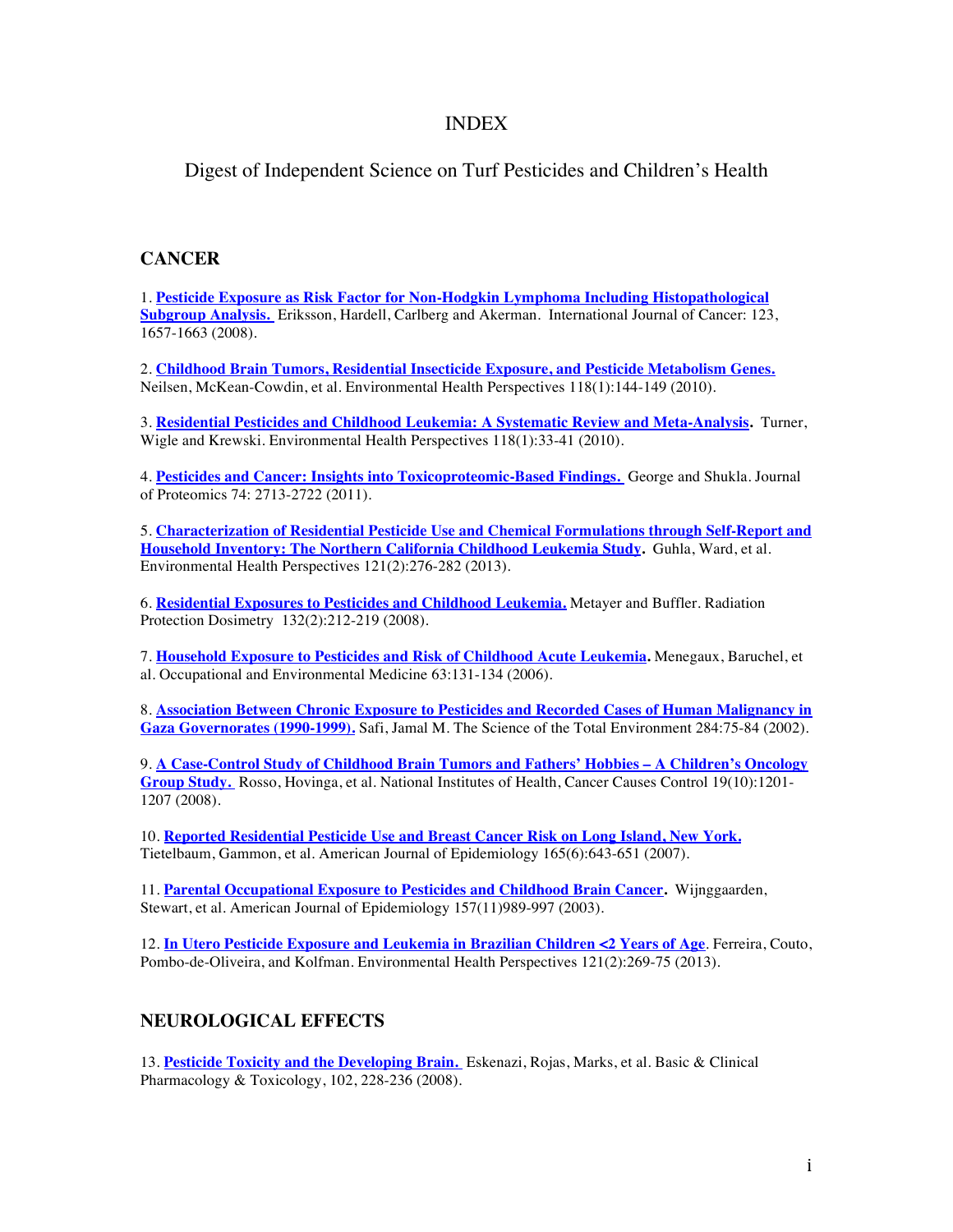# INDEX

## Digest of Independent Science on Turf Pesticides and Children's Health

## CANCER

1. **Pesticide Exposure as Risk Factor for Non-Hodgkin Lymphoma Including Histopathological Subgroup Analysis.** Eriksson, Hardell, Carlberg and Akerman. International Journal of Cancer: 123, 1657-1663 (2008).

2. **Childhood Brain Tumors, Residential Insecticide Exposure, and Pesticide Metabolism Genes.** Neilsen, McKean-Cowdin, et al. Environmental Health Perspectives 118(1):144-149 (2010).

3. **Residential Pesticides and Childhood Leukemia: A Systematic Review and Meta-Analysis.** Turner, Wigle and Krewski. Environmental Health Perspectives 118(1):33-41 (2010).

4. **Pesticides and Cancer: Insights into Toxicoproteomic-Based Findings.** George and Shukla. Journal of Proteomics 74: 2713-2722 (2011).

5. **Characterization of Residential Pesticide Use and Chemical Formulations through Self-Report and Household Inventory: The Northern California Childhood Leukemia Study.** Guhla, Ward, et al. Environmental Health Perspectives 121(2):276-282 (2013).

6. **Residential Exposures to Pesticides and Childhood Leukemia.** Metayer and Buffler. Radiation Protection Dosimetry 132(2):212-219 (2008).

7. **Household Exposure to Pesticides and Risk of Childhood Acute Leukemia.** Menegaux, Baruchel, et al. Occupational and Environmental Medicine 63:131-134 (2006).

8. **Association Between Chronic Exposure to Pesticides and Recorded Cases of Human Malignancy in Gaza Governorates (1990-1999).** Safi, Jamal M. The Science of the Total Environment 284:75-84 (2002).

9. **A Case-Control Study of Childhood Brain Tumors and Fathers' Hobbies – A Children's Oncology Group Study.** Rosso, Hovinga, et al. National Institutes of Health, Cancer Causes Control 19(10):1201-1207 (2008).

10. **Reported Residential Pesticide Use and Breast Cancer Risk on Long Island, New York.** Tietelbaum, Gammon, et al. American Journal of Epidemiology 165(6):643-651 (2007).

11. **Parental Occupational Exposure to Pesticides and Childhood Brain Cancer.** Wijnggaarden, Stewart, et al. American Journal of Epidemiology 157(11)989-997 (2003).

12. **In Utero Pesticide Exposure and Leukemia in Brazilian Children <2 Years of Age.** Ferreira, Couto, Pombo-de-Oliveira, and Kolfman. Environmental Health Perspectives 121(2):269-75 (2013).

## NEUROLOGICAL EFFECTS

13. **Pesticide Toxicity and the Developing Brain.** Eskenazi, Rojas, Marks, et al. Basic & Clinical Pharmacology & Toxicology, 102, 228-236 (2008).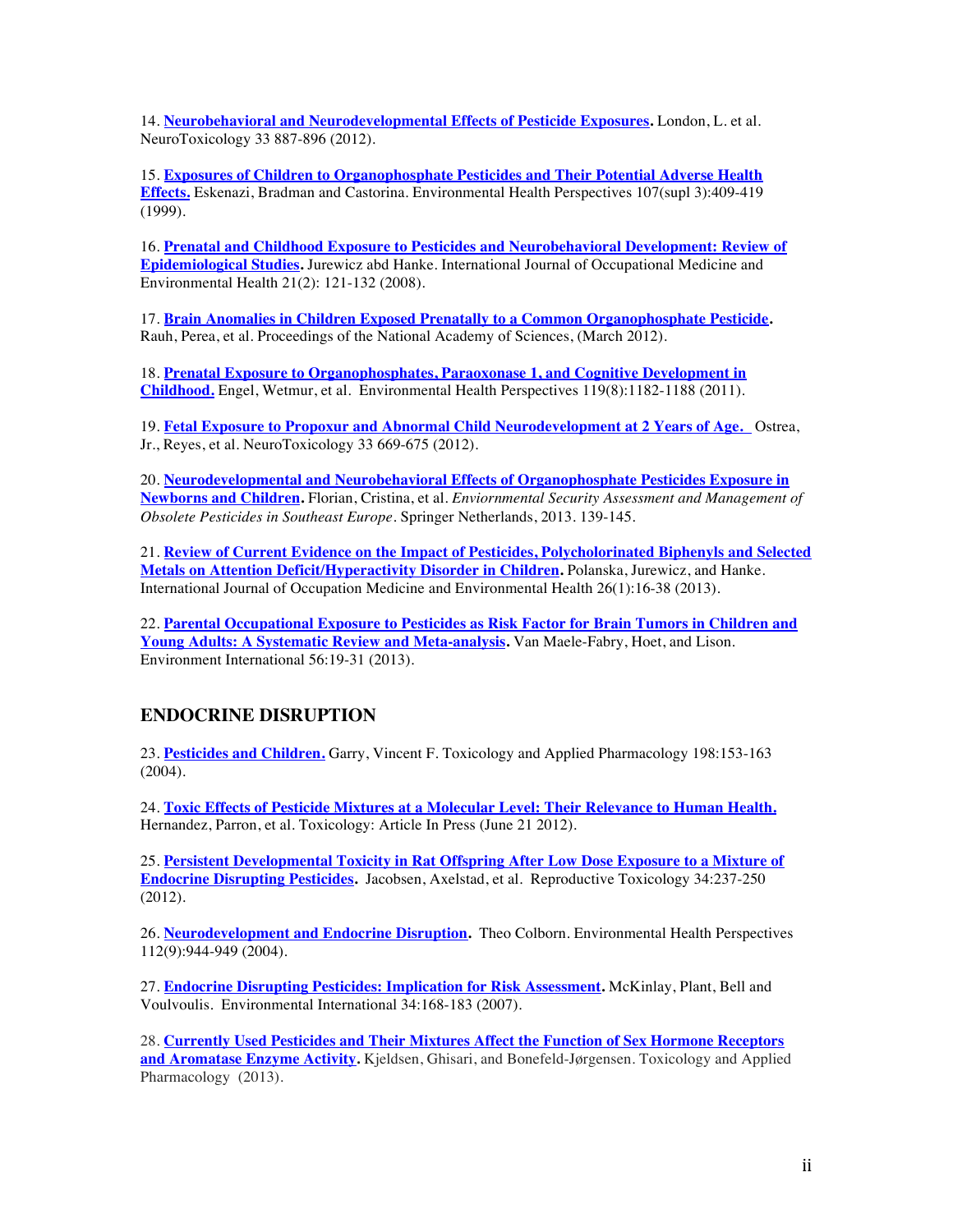14. **Neurobehavioral and Neurodevelopmental Effects of Pesticide Exposures.** London, L. et al. NeuroToxicology 33 887-896 (2012).

15. **Exposures of Children to Organophosphate Pesticides and Their Potential Adverse Health Effects.** Eskenazi, Bradman and Castorina. Environmental Health Perspectives 107(supl 3):409-419 (1999).

16. **Prenatal and Childhood Exposure to Pesticides and Neurobehavioral Development: Review of Epidemiological Studies.** Jurewicz abd Hanke. International Journal of Occupational Medicine and Environmental Health 21(2): 121-132 (2008).

17. **Brain Anomalies in Children Exposed Prenatally to a Common Organophosphate Pesticide.** Rauh, Perea, et al. Proceedings of the National Academy of Sciences, (March 2012).

18. **Prenatal Exposure to Organophosphates, Paraoxonase 1, and Cognitive Development in Childhood.** Engel, Wetmur, et al. Environmental Health Perspectives 119(8):1182-1188 (2011).

19. **Fetal Exposure to Propoxur and Abnormal Child Neurodevelopment at 2 Years of Age.** Ostrea, Jr., Reyes, et al. NeuroToxicology 33 669-675 (2012).

20. **Neurodevelopmental and Neurobehavioral Effects of Organophosphate Pesticides Exposure in Newborns and Children.** Florian, Cristina, et al. *Enviornmental Security Assessment and Management of Obsolete Pesticides in Southeast Europe*. Springer Netherlands, 2013. 139-145.

21. **Review of Current Evidence on the Impact of Pesticides, Polycholorinated Biphenyls and Selected Metals on Attention Deficit/Hyperactivity Disorder in Children.** Polanska, Jurewicz, and Hanke. International Journal of Occupation Medicine and Environmental Health 26(1):16-38 (2013).

22. **Parental Occupational Exposure to Pesticides as Risk Factor for Brain Tumors in Children and Young Adults: A Systematic Review and Meta-analysis.** Van Maele-Fabry, Hoet, and Lison. Environment International 56:19-31 (2013).

## ENDOCRINE DISRUPTION

23. **Pesticides and Children.** Garry, Vincent F. Toxicology and Applied Pharmacology 198:153-163 (2004).

24. **Toxic Effects of Pesticide Mixtures at a Molecular Level: Their Relevance to Human Health.** Hernandez, Parron, et al. Toxicology: Article In Press (June 21 2012).

25. **Persistent Developmental Toxicity in Rat Offspring After Low Dose Exposure to a Mixture of Endocrine Disrupting Pesticides.** Jacobsen, Axelstad, et al. Reproductive Toxicology 34:237-250 (2012).

26. **Neurodevelopment and Endocrine Disruption.** Theo Colborn. Environmental Health Perspectives 112(9):944-949 (2004).

27. **Endocrine Disrupting Pesticides: Implication for Risk Assessment.** McKinlay, Plant, Bell and Voulvoulis. Environmental International 34:168-183 (2007).

28. **Currently Used Pesticides and Their Mixtures Affect the Function of Sex Hormone Receptors and Aromatase Enzyme Activity.** Kjeldsen, Ghisari, and Bonefeld-Jørgensen. Toxicology and Applied Pharmacology (2013).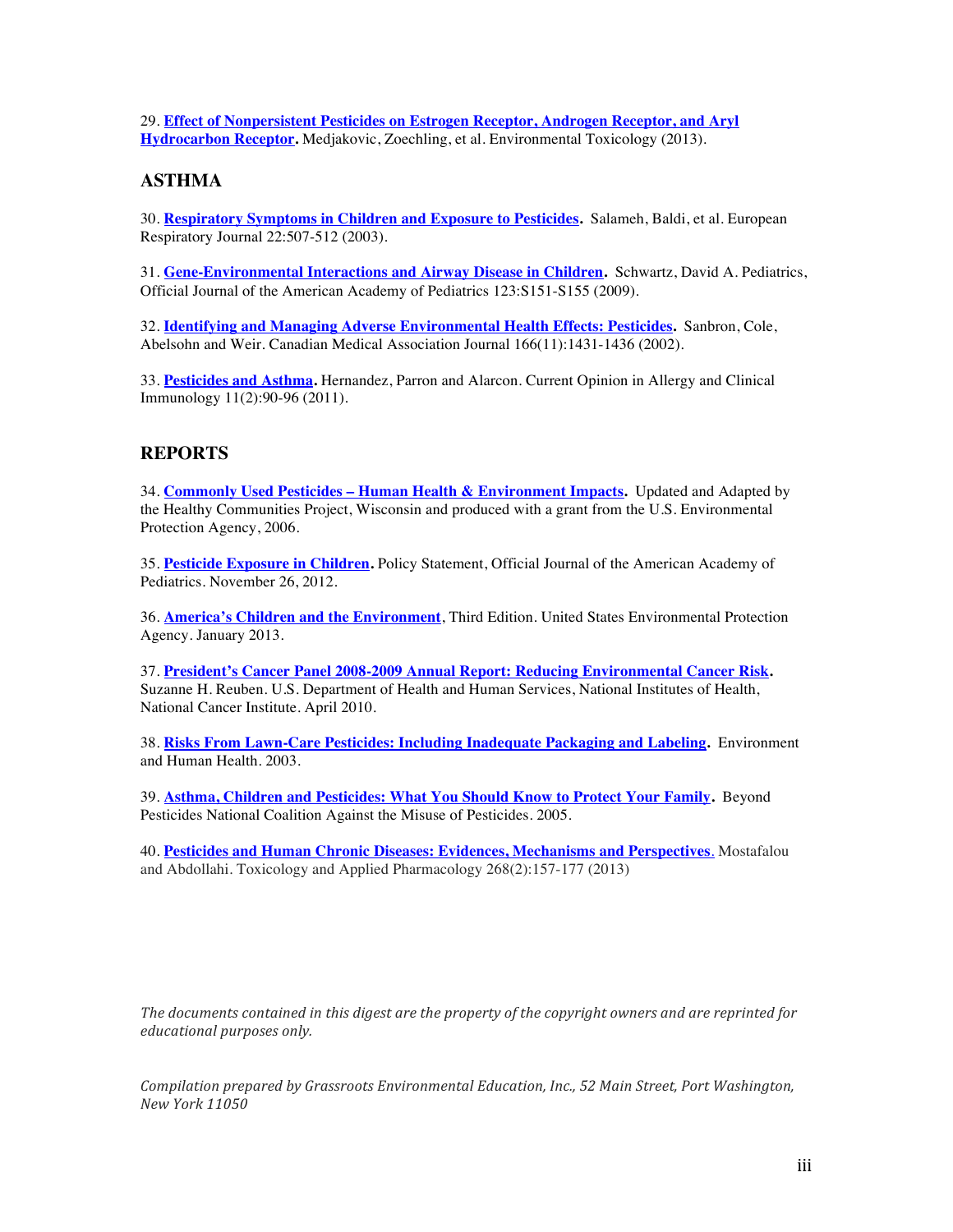29. **Effect of Nonpersistent Pesticides on Estrogen Receptor, Androgen Receptor, and Aryl Hydrocarbon Receptor.** Medjakovic, Zoechling, et al. Environmental Toxicology (2013).

## ASTHMA

30. **Respiratory Symptoms in Children and Exposure to Pesticides.** Salameh, Baldi, et al. European Respiratory Journal 22:507-512 (2003).

31. **Gene-Environmental Interactions and Airway Disease in Children.** Schwartz, David A. Pediatrics, Official Journal of the American Academy of Pediatrics 123:S151-S155 (2009).

32. **Identifying and Managing Adverse Environmental Health Effects: Pesticides.** Sanbron, Cole, Abelsohn and Weir. Canadian Medical Association Journal 166(11):1431-1436 (2002).

33. **Pesticides and Asthma.** Hernandez, Parron and Alarcon. Current Opinion in Allergy and Clinical Immunology 11(2):90-96 (2011).

## REPORTS

34. **Commonly Used Pesticides – Human Health & Environment Impacts.** Updated and Adapted by the Healthy Communities Project, Wisconsin and produced with a grant from the U.S. Environmental Protection Agency, 2006.

35. **Pesticide Exposure in Children.** Policy Statement, Official Journal of the American Academy of Pediatrics. November 26, 2012.

36. **America's Children and the Environment**, Third Edition. United States Environmental Protection Agency. January 2013.

37. **President's Cancer Panel 2008-2009 Annual Report: Reducing Environmental Cancer Risk.** Suzanne H. Reuben. U.S. Department of Health and Human Services, National Institutes of Health, National Cancer Institute. April 2010.

38. **Risks From Lawn-Care Pesticides: Including Inadequate Packaging and Labeling.** Environment and Human Health. 2003.

39. **Asthma, Children and Pesticides: What You Should Know to Protect Your Family.** Beyond Pesticides National Coalition Against the Misuse of Pesticides. 2005.

40. **Pesticides and Human Chronic Diseases: Evidences, Mechanisms and Perspectives**. Mostafalou and Abdollahi. Toxicology and Applied Pharmacology 268(2):157-177 (2013)

*The documents contained in this digest are the property of the copyright owners and are reprinted for educational purposes only.*

*Compilation prepared by Grassroots Environmental Education, Inc., 52 Main Street, Port Washington, New York 11050*